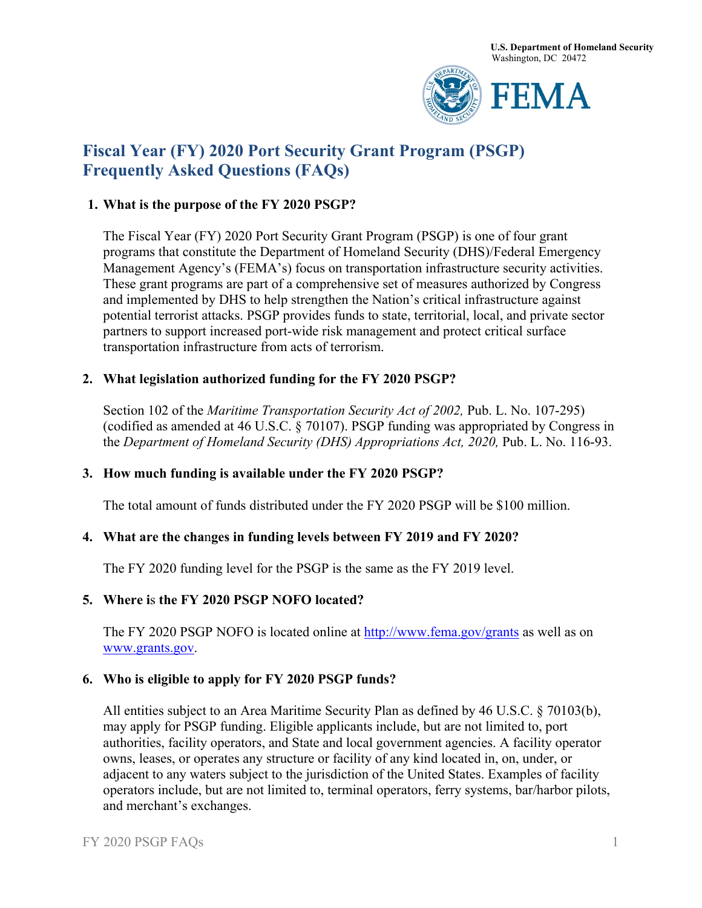U.S. Department of Homeland Security
Washington, DC 20472

FEMA

# Fiscal Year (FY) 2020 Port Security Grant Program (PSGP) Frequently Asked Questions (FAQs)

**1. What is the purpose of the FY 2020 PSGP?**

The Fiscal Year (FY) 2020 Port Security Grant Program (PSGP) is one of four grant programs that constitute the Department of Homeland Security (DHS)/Federal Emergency Management Agency's (FEMA's) focus on transportation infrastructure security activities. These grant programs are part of a comprehensive set of measures authorized by Congress and implemented by DHS to help strengthen the Nation's critical infrastructure against potential terrorist attacks. PSGP provides funds to state, territorial, local, and private sector partners to support increased port-wide risk management and protect critical surface transportation infrastructure from acts of terrorism.

**2. What legislation authorized funding for the FY 2020 PSGP?**

Section 102 of the *Maritime Transportation Security Act of 2002,* Pub. L. No. 107-295) (codified as amended at 46 U.S.C. § 70107). PSGP funding was appropriated by Congress in the *Department of Homeland Security (DHS) Appropriations Act, 2020,* Pub. L. No. 116-93.

**3. How much funding is available under the FY 2020 PSGP?**

The total amount of funds distributed under the FY 2020 PSGP will be $100 million.

**4. What are the changes in funding levels between FY 2019 and FY 2020?**

The FY 2020 funding level for the PSGP is the same as the FY 2019 level.

**5. Where is the FY 2020 PSGP NOFO located?**

The FY 2020 PSGP NOFO is located online at http://www.fema.gov/grants as well as on www.grants.gov.

**6. Who is eligible to apply for FY 2020 PSGP funds?**

All entities subject to an Area Maritime Security Plan as defined by 46 U.S.C. § 70103(b), may apply for PSGP funding. Eligible applicants include, but are not limited to, port authorities, facility operators, and State and local government agencies. A facility operator owns, leases, or operates any structure or facility of any kind located in, on, under, or adjacent to any waters subject to the jurisdiction of the United States. Examples of facility operators include, but are not limited to, terminal operators, ferry systems, bar/harbor pilots, and merchant's exchanges.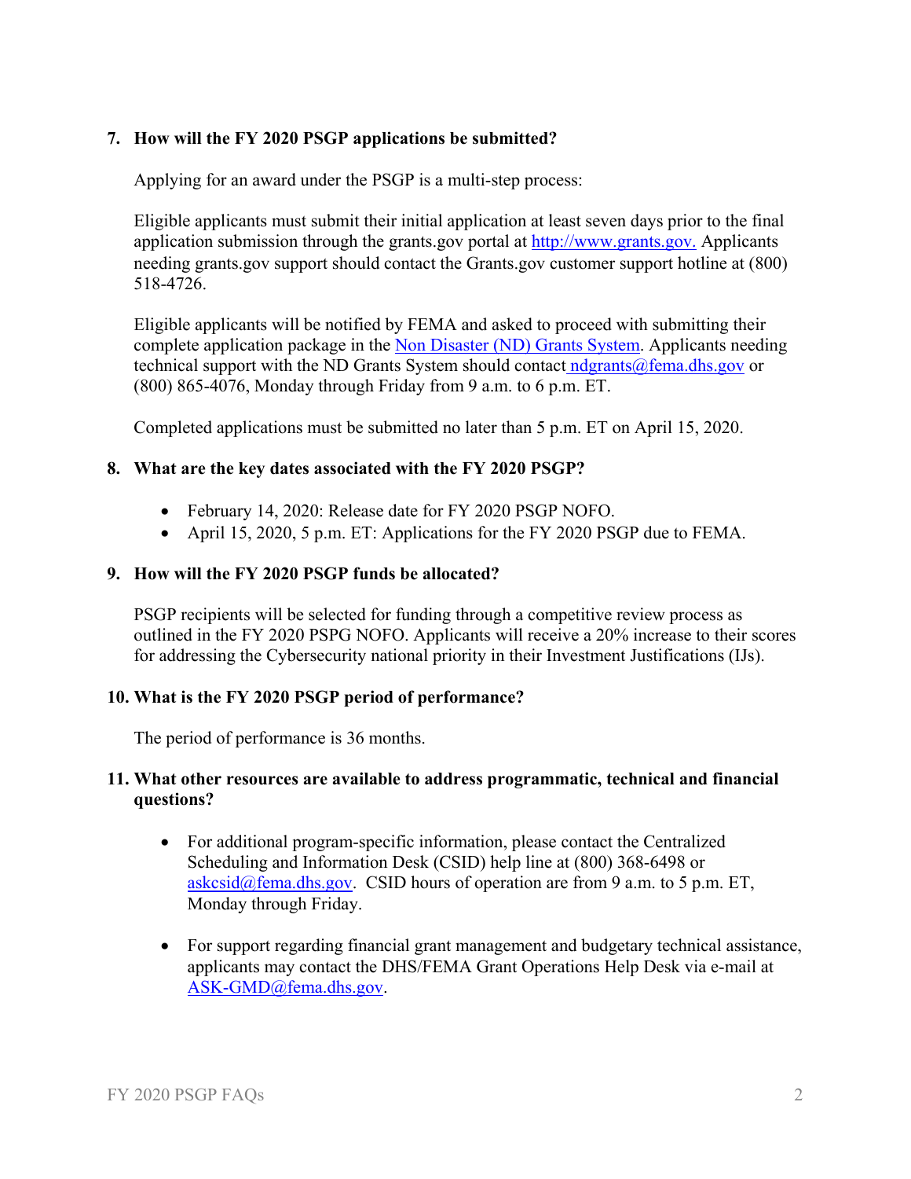**7. How will the FY 2020 PSGP applications be submitted?**

Applying for an award under the PSGP is a multi-step process:

Eligible applicants must submit their initial application at least seven days prior to the final application submission through the grants.gov portal at http://www.grants.gov. Applicants needing grants.gov support should contact the Grants.gov customer support hotline at (800) 518-4726.

Eligible applicants will be notified by FEMA and asked to proceed with submitting their complete application package in the Non Disaster (ND) Grants System. Applicants needing technical support with the ND Grants System should contact ndgrants@fema.dhs.gov or (800) 865-4076, Monday through Friday from 9 a.m. to 6 p.m. ET.

Completed applications must be submitted no later than 5 p.m. ET on April 15, 2020.

**8. What are the key dates associated with the FY 2020 PSGP?**

- February 14, 2020: Release date for FY 2020 PSGP NOFO.
- April 15, 2020, 5 p.m. ET: Applications for the FY 2020 PSGP due to FEMA.

**9. How will the FY 2020 PSGP funds be allocated?**

PSGP recipients will be selected for funding through a competitive review process as outlined in the FY 2020 PSPG NOFO. Applicants will receive a 20% increase to their scores for addressing the Cybersecurity national priority in their Investment Justifications (IJs).

**10. What is the FY 2020 PSGP period of performance?**

The period of performance is 36 months.

**11. What other resources are available to address programmatic, technical and financial questions?**

- For additional program-specific information, please contact the Centralized Scheduling and Information Desk (CSID) help line at (800) 368-6498 or askcsid@fema.dhs.gov. CSID hours of operation are from 9 a.m. to 5 p.m. ET, Monday through Friday.

- For support regarding financial grant management and budgetary technical assistance, applicants may contact the DHS/FEMA Grant Operations Help Desk via e-mail at ASK-GMD@fema.dhs.gov.